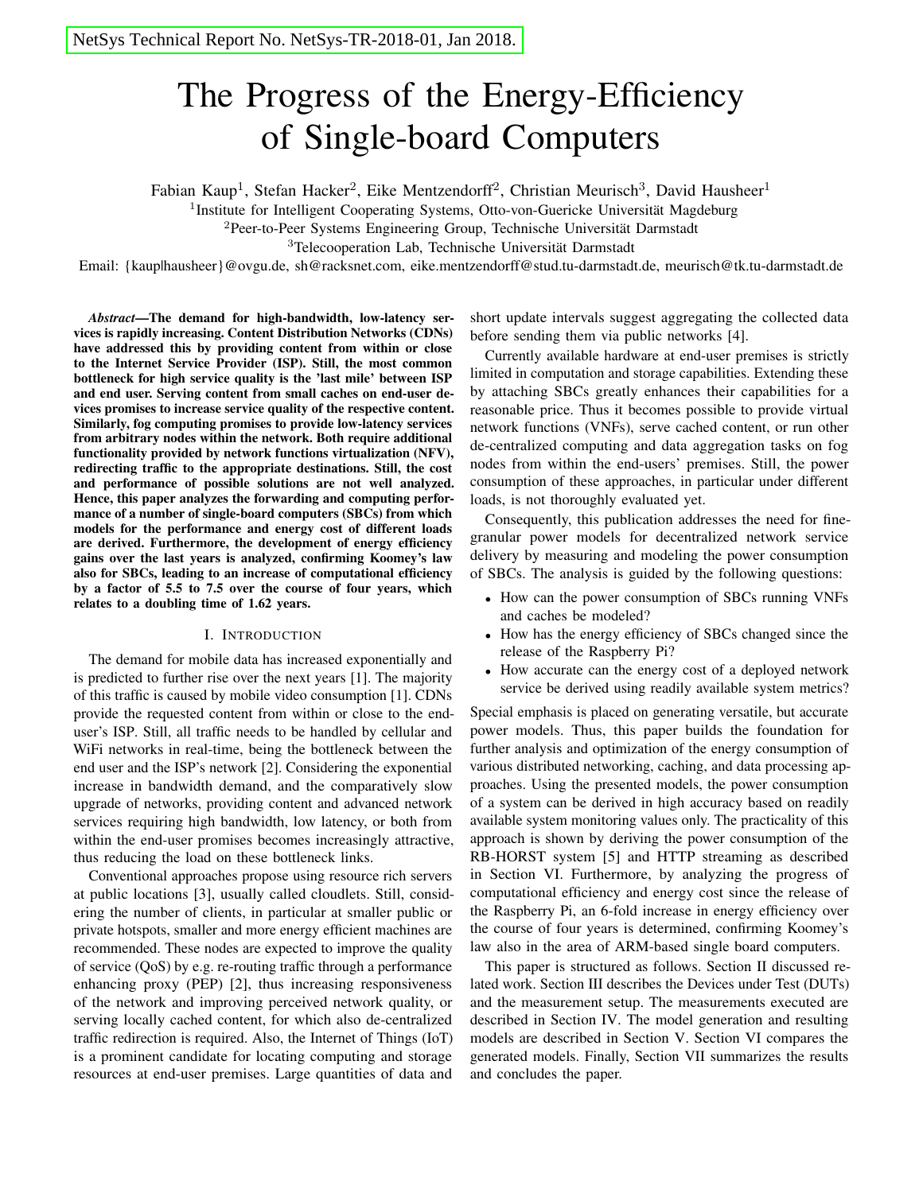NetSys Technical Report No. NetSys-TR-2018-01, Jan 2018.

# The Progress of the Energy-Efficiency of Single-board Computers

Fabian Kaup[1], Stefan Hacker[2], Eike Mentzendorff[2], Christian Meurisch[3], David Hausheer[1]

[1]Institute for Intelligent Cooperating Systems, Otto-von-Guericke Universität Magdeburg
[2]Peer-to-Peer Systems Engineering Group, Technische Universität Darmstadt
[3]Telecooperation Lab, Technische Universität Darmstadt

Email: {kaup|hausheer}@ovgu.de, sh@racksnet.com, eike.mentzendorff@stud.tu-darmstadt.de, meurisch@tk.tu-darmstadt.de

***Abstract*—The demand for high-bandwidth, low-latency services is rapidly increasing. Content Distribution Networks (CDNs) have addressed this by providing content from within or close to the Internet Service Provider (ISP). Still, the most common bottleneck for high service quality is the 'last mile' between ISP and end user. Serving content from small caches on end-user devices promises to increase service quality of the respective content. Similarly, fog computing promises to provide low-latency services from arbitrary nodes within the network. Both require additional functionality provided by network functions virtualization (NFV), redirecting traffic to the appropriate destinations. Still, the cost and performance of possible solutions are not well analyzed. Hence, this paper analyzes the forwarding and computing performance of a number of single-board computers (SBCs) from which models for the performance and energy cost of different loads are derived. Furthermore, the development of energy efficiency gains over the last years is analyzed, confirming Koomey's law also for SBCs, leading to an increase of computational efficiency by a factor of 5.5 to 7.5 over the course of four years, which relates to a doubling time of 1.62 years.**

## I. Introduction

The demand for mobile data has increased exponentially and is predicted to further rise over the next years [1]. The majority of this traffic is caused by mobile video consumption [1]. CDNs provide the requested content from within or close to the end-user's ISP. Still, all traffic needs to be handled by cellular and WiFi networks in real-time, being the bottleneck between the end user and the ISP's network [2]. Considering the exponential increase in bandwidth demand, and the comparatively slow upgrade of networks, providing content and advanced network services requiring high bandwidth, low latency, or both from within the end-user promises becomes increasingly attractive, thus reducing the load on these bottleneck links.

Conventional approaches propose using resource rich servers at public locations [3], usually called cloudlets. Still, considering the number of clients, in particular at smaller public or private hotspots, smaller and more energy efficient machines are recommended. These nodes are expected to improve the quality of service (QoS) by e.g. re-routing traffic through a performance enhancing proxy (PEP) [2], thus increasing responsiveness of the network and improving perceived network quality, or serving locally cached content, for which also de-centralized traffic redirection is required. Also, the Internet of Things (IoT) is a prominent candidate for locating computing and storage resources at end-user premises. Large quantities of data and short update intervals suggest aggregating the collected data before sending them via public networks [4].

Currently available hardware at end-user premises is strictly limited in computation and storage capabilities. Extending these by attaching SBCs greatly enhances their capabilities for a reasonable price. Thus it becomes possible to provide virtual network functions (VNFs), serve cached content, or run other de-centralized computing and data aggregation tasks on fog nodes from within the end-users' premises. Still, the power consumption of these approaches, in particular under different loads, is not thoroughly evaluated yet.

Consequently, this publication addresses the need for fine-granular power models for decentralized network service delivery by measuring and modeling the power consumption of SBCs. The analysis is guided by the following questions:

- How can the power consumption of SBCs running VNFs and caches be modeled?
- How has the energy efficiency of SBCs changed since the release of the Raspberry Pi?
- How accurate can the energy cost of a deployed network service be derived using readily available system metrics?

Special emphasis is placed on generating versatile, but accurate power models. Thus, this paper builds the foundation for further analysis and optimization of the energy consumption of various distributed networking, caching, and data processing approaches. Using the presented models, the power consumption of a system can be derived in high accuracy based on readily available system monitoring values only. The practicality of this approach is shown by deriving the power consumption of the RB-HORST system [5] and HTTP streaming as described in Section VI. Furthermore, by analyzing the progress of computational efficiency and energy cost since the release of the Raspberry Pi, an 6-fold increase in energy efficiency over the course of four years is determined, confirming Koomey's law also in the area of ARM-based single board computers.

This paper is structured as follows. Section II discussed related work. Section III describes the Devices under Test (DUTs) and the measurement setup. The measurements executed are described in Section IV. The model generation and resulting models are described in Section V. Section VI compares the generated models. Finally, Section VII summarizes the results and concludes the paper.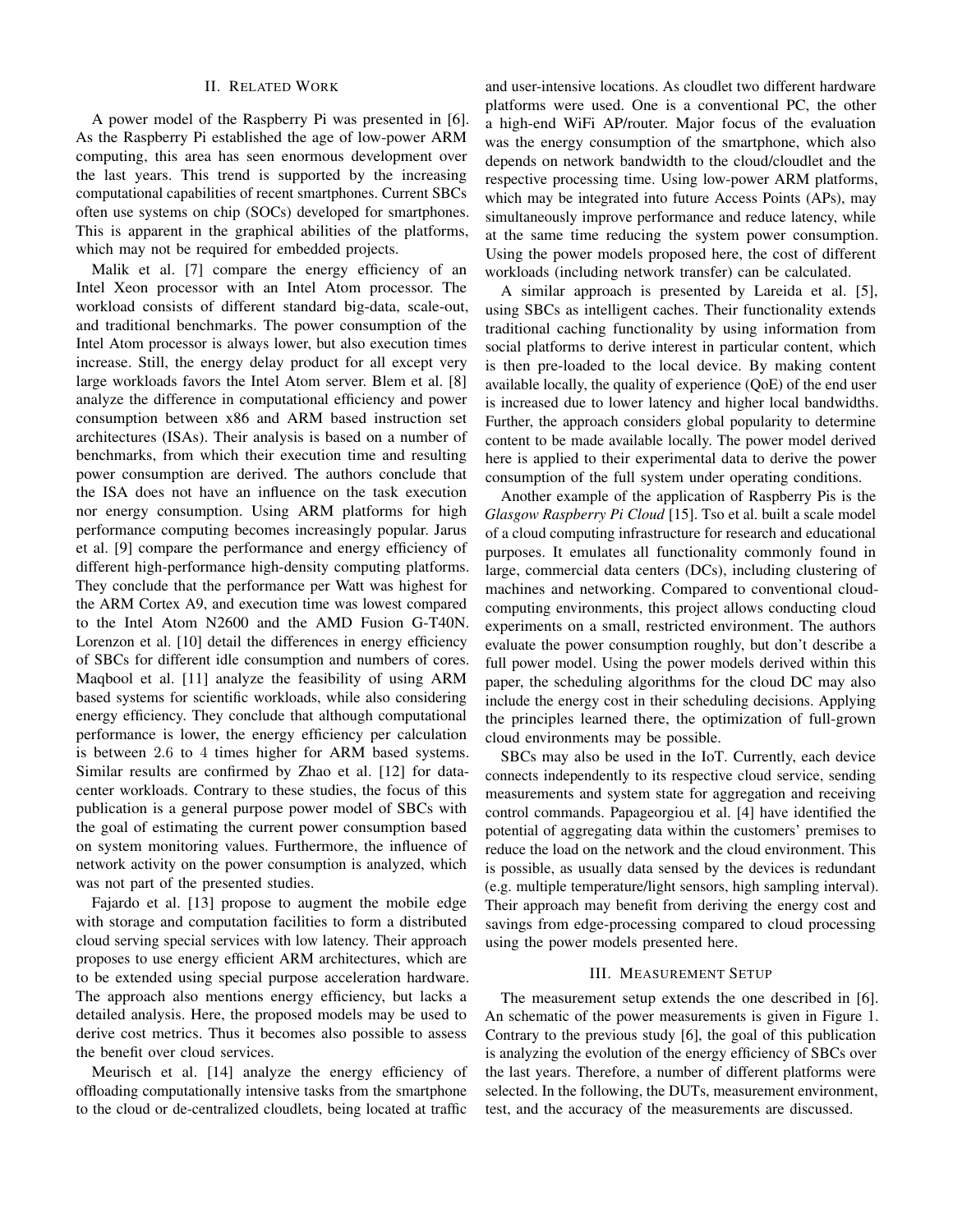## II. Related Work

A power model of the Raspberry Pi was presented in [6]. As the Raspberry Pi established the age of low-power ARM computing, this area has seen enormous development over the last years. This trend is supported by the increasing computational capabilities of recent smartphones. Current SBCs often use systems on chip (SOCs) developed for smartphones. This is apparent in the graphical abilities of the platforms, which may not be required for embedded projects.

Malik et al. [7] compare the energy efficiency of an Intel Xeon processor with an Intel Atom processor. The workload consists of different standard big-data, scale-out, and traditional benchmarks. The power consumption of the Intel Atom processor is always lower, but also execution times increase. Still, the energy delay product for all except very large workloads favors the Intel Atom server. Blem et al. [8] analyze the difference in computational efficiency and power consumption between x86 and ARM based instruction set architectures (ISAs). Their analysis is based on a number of benchmarks, from which their execution time and resulting power consumption are derived. The authors conclude that the ISA does not have an influence on the task execution nor energy consumption. Using ARM platforms for high performance computing becomes increasingly popular. Jarus et al. [9] compare the performance and energy efficiency of different high-performance high-density computing platforms. They conclude that the performance per Watt was highest for the ARM Cortex A9, and execution time was lowest compared to the Intel Atom N2600 and the AMD Fusion G-T40N. Lorenzon et al. [10] detail the differences in energy efficiency of SBCs for different idle consumption and numbers of cores. Maqbool et al. [11] analyze the feasibility of using ARM based systems for scientific workloads, while also considering energy efficiency. They conclude that although computational performance is lower, the energy efficiency per calculation is between 2.6 to 4 times higher for ARM based systems. Similar results are confirmed by Zhao et al. [12] for data-center workloads. Contrary to these studies, the focus of this publication is a general purpose power model of SBCs with the goal of estimating the current power consumption based on system monitoring values. Furthermore, the influence of network activity on the power consumption is analyzed, which was not part of the presented studies.

Fajardo et al. [13] propose to augment the mobile edge with storage and computation facilities to form a distributed cloud serving special services with low latency. Their approach proposes to use energy efficient ARM architectures, which are to be extended using special purpose acceleration hardware. The approach also mentions energy efficiency, but lacks a detailed analysis. Here, the proposed models may be used to derive cost metrics. Thus it becomes also possible to assess the benefit over cloud services.

Meurisch et al. [14] analyze the energy efficiency of offloading computationally intensive tasks from the smartphone to the cloud or de-centralized cloudlets, being located at traffic and user-intensive locations. As cloudlet two different hardware platforms were used. One is a conventional PC, the other a high-end WiFi AP/router. Major focus of the evaluation was the energy consumption of the smartphone, which also depends on network bandwidth to the cloud/cloudlet and the respective processing time. Using low-power ARM platforms, which may be integrated into future Access Points (APs), may simultaneously improve performance and reduce latency, while at the same time reducing the system power consumption. Using the power models proposed here, the cost of different workloads (including network transfer) can be calculated.

A similar approach is presented by Lareida et al. [5], using SBCs as intelligent caches. Their functionality extends traditional caching functionality by using information from social platforms to derive interest in particular content, which is then pre-loaded to the local device. By making content available locally, the quality of experience (QoE) of the end user is increased due to lower latency and higher local bandwidths. Further, the approach considers global popularity to determine content to be made available locally. The power model derived here is applied to their experimental data to derive the power consumption of the full system under operating conditions.

Another example of the application of Raspberry Pis is the *Glasgow Raspberry Pi Cloud* [15]. Tso et al. built a scale model of a cloud computing infrastructure for research and educational purposes. It emulates all functionality commonly found in large, commercial data centers (DCs), including clustering of machines and networking. Compared to conventional cloud-computing environments, this project allows conducting cloud experiments on a small, restricted environment. The authors evaluate the power consumption roughly, but don't describe a full power model. Using the power models derived within this paper, the scheduling algorithms for the cloud DC may also include the energy cost in their scheduling decisions. Applying the principles learned there, the optimization of full-grown cloud environments may be possible.

SBCs may also be used in the IoT. Currently, each device connects independently to its respective cloud service, sending measurements and system state for aggregation and receiving control commands. Papageorgiou et al. [4] have identified the potential of aggregating data within the customers' premises to reduce the load on the network and the cloud environment. This is possible, as usually data sensed by the devices is redundant (e.g. multiple temperature/light sensors, high sampling interval). Their approach may benefit from deriving the energy cost and savings from edge-processing compared to cloud processing using the power models presented here.

## III. Measurement Setup

The measurement setup extends the one described in [6]. An schematic of the power measurements is given in Figure 1. Contrary to the previous study [6], the goal of this publication is analyzing the evolution of the energy efficiency of SBCs over the last years. Therefore, a number of different platforms were selected. In the following, the DUTs, measurement environment, test, and the accuracy of the measurements are discussed.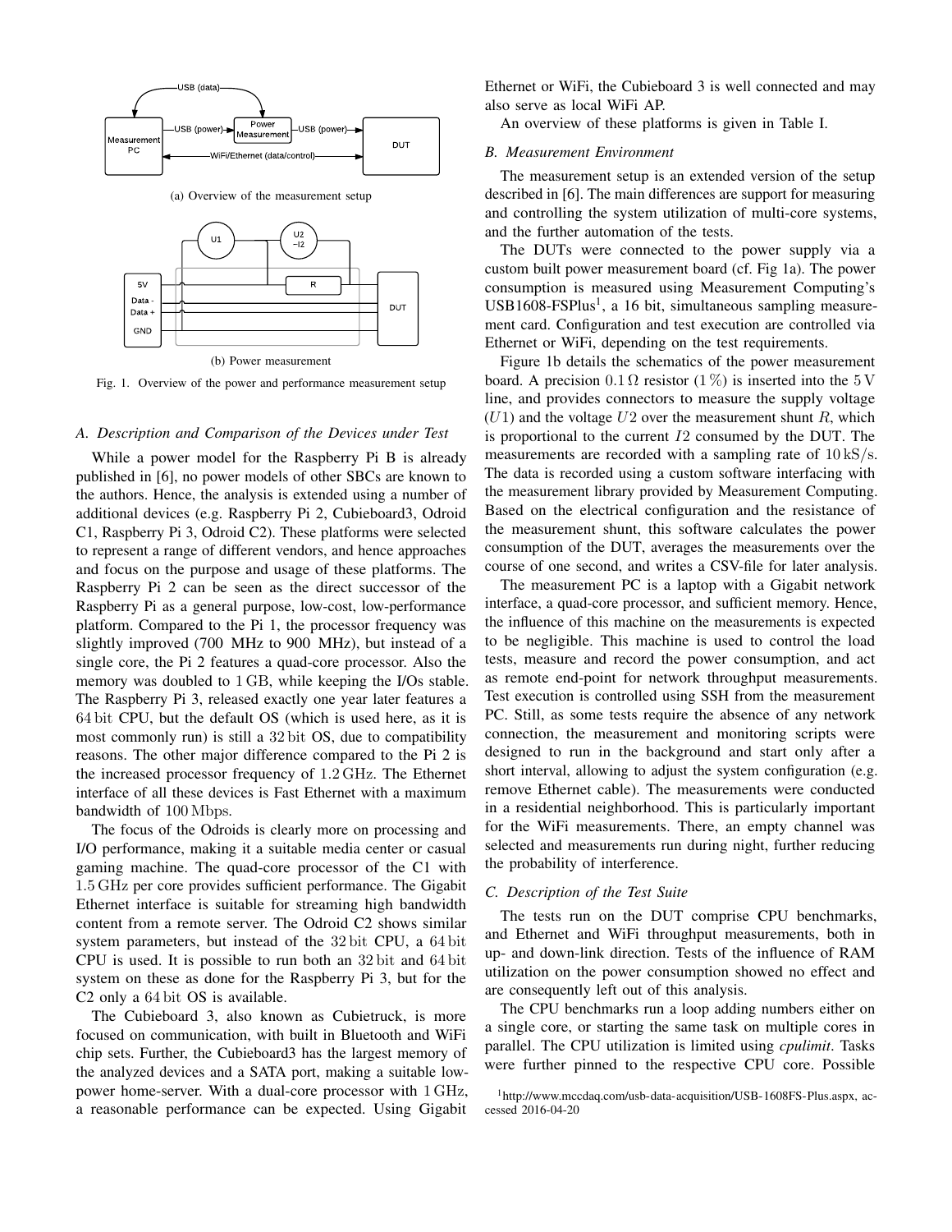(a) Overview of the measurement setup

(b) Power measurement

Fig. 1. Overview of the power and performance measurement setup

### A. Description and Comparison of the Devices under Test

While a power model for the Raspberry Pi B is already published in [6], no power models of other SBCs are known to the authors. Hence, the analysis is extended using a number of additional devices (e.g. Raspberry Pi 2, Cubieboard3, Odroid C1, Raspberry Pi 3, Odroid C2). These platforms were selected to represent a range of different vendors, and hence approaches and focus on the purpose and usage of these platforms. The Raspberry Pi 2 can be seen as the direct successor of the Raspberry Pi as a general purpose, low-cost, low-performance platform. Compared to the Pi 1, the processor frequency was slightly improved (700 MHz to 900 MHz), but instead of a single core, the Pi 2 features a quad-core processor. Also the memory was doubled to 1 GB, while keeping the I/Os stable. The Raspberry Pi 3, released exactly one year later features a 64 bit CPU, but the default OS (which is used here, as it is most commonly run) is still a 32 bit OS, due to compatibility reasons. The other major difference compared to the Pi 2 is the increased processor frequency of 1.2 GHz. The Ethernet interface of all these devices is Fast Ethernet with a maximum bandwidth of 100 Mbps.

The focus of the Odroids is clearly more on processing and I/O performance, making it a suitable media center or casual gaming machine. The quad-core processor of the C1 with 1.5 GHz per core provides sufficient performance. The Gigabit Ethernet interface is suitable for streaming high bandwidth content from a remote server. The Odroid C2 shows similar system parameters, but instead of the 32 bit CPU, a 64 bit CPU is used. It is possible to run both an 32 bit and 64 bit system on these as done for the Raspberry Pi 3, but for the C2 only a 64 bit OS is available.

The Cubieboard 3, also known as Cubietruck, is more focused on communication, with built in Bluetooth and WiFi chip sets. Further, the Cubieboard3 has the largest memory of the analyzed devices and a SATA port, making a suitable low-power home-server. With a dual-core processor with 1 GHz, a reasonable performance can be expected. Using Gigabit Ethernet or WiFi, the Cubieboard 3 is well connected and may also serve as local WiFi AP.

An overview of these platforms is given in Table I.

### B. Measurement Environment

The measurement setup is an extended version of the setup described in [6]. The main differences are support for measuring and controlling the system utilization of multi-core systems, and the further automation of the tests.

The DUTs were connected to the power supply via a custom built power measurement board (cf. Fig 1a). The power consumption is measured using Measurement Computing's USB1608-FSPlus[1], a 16 bit, simultaneous sampling measurement card. Configuration and test execution are controlled via Ethernet or WiFi, depending on the test requirements.

Figure 1b details the schematics of the power measurement board. A precision $0.1\,\Omega$ resistor ($1\,\%$) is inserted into the $5\,\mathrm{V}$ line, and provides connectors to measure the supply voltage ($U1$) and the voltage $U2$ over the measurement shunt $R$, which is proportional to the current $I2$ consumed by the DUT. The measurements are recorded with a sampling rate of $10\,\mathrm{kS/s}$. The data is recorded using a custom software interfacing with the measurement library provided by Measurement Computing. Based on the electrical configuration and the resistance of the measurement shunt, this software calculates the power consumption of the DUT, averages the measurements over the course of one second, and writes a CSV-file for later analysis.

The measurement PC is a laptop with a Gigabit network interface, a quad-core processor, and sufficient memory. Hence, the influence of this machine on the measurements is expected to be negligible. This machine is used to control the load tests, measure and record the power consumption, and act as remote end-point for network throughput measurements. Test execution is controlled using SSH from the measurement PC. Still, as some tests require the absence of any network connection, the measurement and monitoring scripts were designed to run in the background and start only after a short interval, allowing to adjust the system configuration (e.g. remove Ethernet cable). The measurements were conducted in a residential neighborhood. This is particularly important for the WiFi measurements. There, an empty channel was selected and measurements run during night, further reducing the probability of interference.

### C. Description of the Test Suite

The tests run on the DUT comprise CPU benchmarks, and Ethernet and WiFi throughput measurements, both in up- and down-link direction. Tests of the influence of RAM utilization on the power consumption showed no effect and are consequently left out of this analysis.

The CPU benchmarks run a loop adding numbers either on a single core, or starting the same task on multiple cores in parallel. The CPU utilization is limited using *cpulimit*. Tasks were further pinned to the respective CPU core. Possible

[1] http://www.mccdaq.com/usb-data-acquisition/USB-1608FS-Plus.aspx, accessed 2016-04-20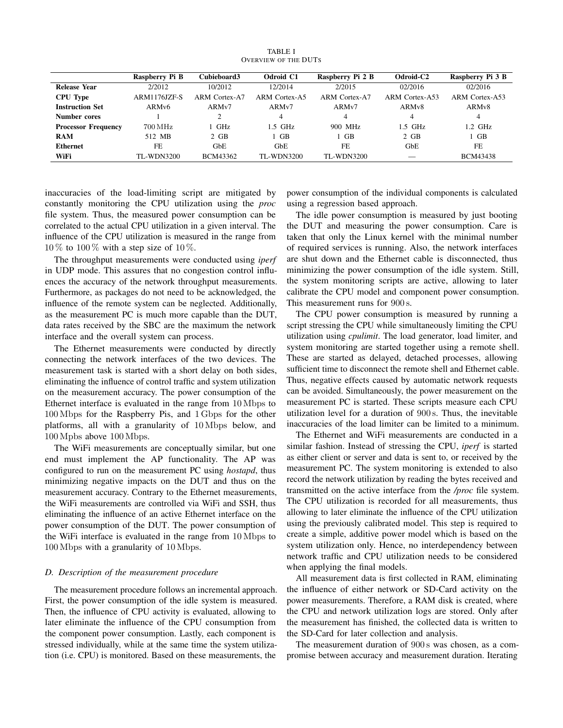TABLE I
OVERVIEW OF THE DUTS

| | Raspberry Pi B | Cubieboard3 | Odroid C1 | Raspberry Pi 2 B | Odroid-C2 | Raspberry Pi 3 B |
|---|---|---|---|---|---|---|
| **Release Year** | 2/2012 | 10/2012 | 12/2014 | 2/2015 | 02/2016 | 02/2016 |
| **CPU Type** | ARM1176JZF-S | ARM Cortex-A7 | ARM Cortex-A5 | ARM Cortex-A7 | ARM Cortex-A53 | ARM Cortex-A53 |
| **Instruction Set** | ARMv6 | ARMv7 | ARMv7 | ARMv7 | ARMv8 | ARMv8 |
| **Number cores** | 1 | 2 | 4 | 4 | 4 | 4 |
| **Processor Frequency** | 700 MHz | 1 GHz | 1.5 GHz | 900 MHz | 1.5 GHz | 1.2 GHz |
| **RAM** | 512 MB | 2 GB | 1 GB | 1 GB | 2 GB | 1 GB |
| **Ethernet** | FE | GbE | GbE | FE | GbE | FE |
| **WiFi** | TL-WDN3200 | BCM43362 | TL-WDN3200 | TL-WDN3200 | — | BCM43438 |

inaccuracies of the load-limiting script are mitigated by constantly monitoring the CPU utilization using the *proc* file system. Thus, the measured power consumption can be correlated to the actual CPU utilization in a given interval. The influence of the CPU utilization is measured in the range from $10\,\%$ to $100\,\%$ with a step size of $10\,\%$.

The throughput measurements were conducted using *iperf* in UDP mode. This assures that no congestion control influences the accuracy of the network throughput measurements. Furthermore, as packages do not need to be acknowledged, the influence of the remote system can be neglected. Additionally, as the measurement PC is much more capable than the DUT, data rates received by the SBC are the maximum the network interface and the overall system can process.

The Ethernet measurements were conducted by directly connecting the network interfaces of the two devices. The measurement task is started with a short delay on both sides, eliminating the influence of control traffic and system utilization on the measurement accuracy. The power consumption of the Ethernet interface is evaluated in the range from $10\,\mathrm{Mbps}$ to $100\,\mathrm{Mbps}$ for the Raspberry Pis, and $1\,\mathrm{Gbps}$ for the other platforms, all with a granularity of $10\,\mathrm{Mbps}$ below, and $100\,\mathrm{Mpbs}$ above $100\,\mathrm{Mbps}$.

The WiFi measurements are conceptually similar, but one end must implement the AP functionality. The AP was configured to run on the measurement PC using *hostapd*, thus minimizing negative impacts on the DUT and thus on the measurement accuracy. Contrary to the Ethernet measurements, the WiFi measurements are controlled via WiFi and SSH, thus eliminating the influence of an active Ethernet interface on the power consumption of the DUT. The power consumption of the WiFi interface is evaluated in the range from $10\,\mathrm{Mbps}$ to $100\,\mathrm{Mbps}$ with a granularity of $10\,\mathrm{Mbps}$.

### D. Description of the measurement procedure

The measurement procedure follows an incremental approach. First, the power consumption of the idle system is measured. Then, the influence of CPU activity is evaluated, allowing to later eliminate the influence of the CPU consumption from the component power consumption. Lastly, each component is stressed individually, while at the same time the system utilization (i.e. CPU) is monitored. Based on these measurements, the power consumption of the individual components is calculated using a regression based approach.

The idle power consumption is measured by just booting the DUT and measuring the power consumption. Care is taken that only the Linux kernel with the minimal number of required services is running. Also, the network interfaces are shut down and the Ethernet cable is disconnected, thus minimizing the power consumption of the idle system. Still, the system monitoring scripts are active, allowing to later calibrate the CPU model and component power consumption. This measurement runs for $900\,\mathrm{s}$.

The CPU power consumption is measured by running a script stressing the CPU while simultaneously limiting the CPU utilization using *cpulimit*. The load generator, load limiter, and system monitoring are started together using a remote shell. These are started as delayed, detached processes, allowing sufficient time to disconnect the remote shell and Ethernet cable. Thus, negative effects caused by automatic network requests can be avoided. Simultaneously, the power measurement on the measurement PC is started. These scripts measure each CPU utilization level for a duration of $900\,\mathrm{s}$. Thus, the inevitable inaccuracies of the load limiter can be limited to a minimum.

The Ethernet and WiFi measurements are conducted in a similar fashion. Instead of stressing the CPU, *iperf* is started as either client or server and data is sent to, or received by the measurement PC. The system monitoring is extended to also record the network utilization by reading the bytes received and transmitted on the active interface from the */proc* file system. The CPU utilization is recorded for all measurements, thus allowing to later eliminate the influence of the CPU utilization using the previously calibrated model. This step is required to create a simple, additive power model which is based on the system utilization only. Hence, no interdependency between network traffic and CPU utilization needs to be considered when applying the final models.

All measurement data is first collected in RAM, eliminating the influence of either network or SD-Card activity on the power measurements. Therefore, a RAM disk is created, where the CPU and network utilization logs are stored. Only after the measurement has finished, the collected data is written to the SD-Card for later collection and analysis.

The measurement duration of $900\,\mathrm{s}$ was chosen, as a compromise between accuracy and measurement duration. Iterating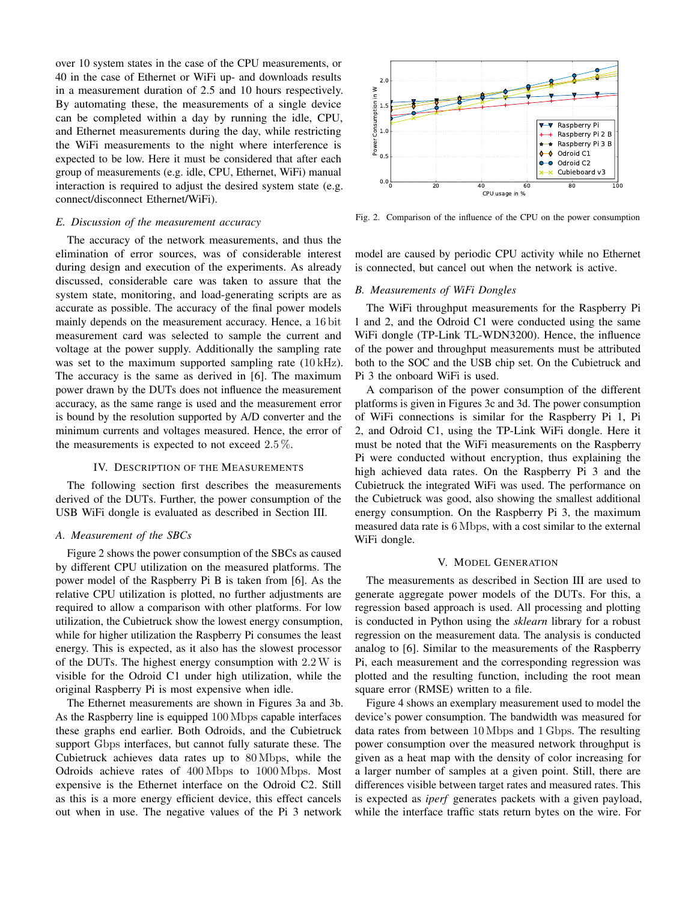over 10 system states in the case of the CPU measurements, or 40 in the case of Ethernet or WiFi up- and downloads results in a measurement duration of 2.5 and 10 hours respectively. By automating these, the measurements of a single device can be completed within a day by running the idle, CPU, and Ethernet measurements during the day, while restricting the WiFi measurements to the night where interference is expected to be low. Here it must be considered that after each group of measurements (e.g. idle, CPU, Ethernet, WiFi) manual interaction is required to adjust the desired system state (e.g. connect/disconnect Ethernet/WiFi).

### *E. Discussion of the measurement accuracy*

The accuracy of the network measurements, and thus the elimination of error sources, was of considerable interest during design and execution of the experiments. As already discussed, considerable care was taken to assure that the system state, monitoring, and load-generating scripts are as accurate as possible. The accuracy of the final power models mainly depends on the measurement accuracy. Hence, a 16 bit measurement card was selected to sample the current and voltage at the power supply. Additionally the sampling rate was set to the maximum supported sampling rate (10 kHz). The accuracy is the same as derived in [6]. The maximum power drawn by the DUTs does not influence the measurement accuracy, as the same range is used and the measurement error is bound by the resolution supported by A/D converter and the minimum currents and voltages measured. Hence, the error of the measurements is expected to not exceed 2.5 %.

## IV. Description of the Measurements

The following section first describes the measurements derived of the DUTs. Further, the power consumption of the USB WiFi dongle is evaluated as described in Section III.

### *A. Measurement of the SBCs*

Figure 2 shows the power consumption of the SBCs as caused by different CPU utilization on the measured platforms. The power model of the Raspberry Pi B is taken from [6]. As the relative CPU utilization is plotted, no further adjustments are required to allow a comparison with other platforms. For low utilization, the Cubietruck show the lowest energy consumption, while for higher utilization the Raspberry Pi consumes the least energy. This is expected, as it also has the slowest processor of the DUTs. The highest energy consumption with 2.2 W is visible for the Odroid C1 under high utilization, while the original Raspberry Pi is most expensive when idle.

The Ethernet measurements are shown in Figures 3a and 3b. As the Raspberry line is equipped 100 Mbps capable interfaces these graphs end earlier. Both Odroids, and the Cubietruck support Gbps interfaces, but cannot fully saturate these. The Cubietruck achieves data rates up to 80 Mbps, while the Odroids achieve rates of 400 Mbps to 1000 Mbps. Most expensive is the Ethernet interface on the Odroid C2. Still as this is a more energy efficient device, this effect cancels out when in use. The negative values of the Pi 3 network model are caused by periodic CPU activity while no Ethernet is connected, but cancel out when the network is active.

Fig. 2. Comparison of the influence of the CPU on the power consumption

### *B. Measurements of WiFi Dongles*

The WiFi throughput measurements for the Raspberry Pi 1 and 2, and the Odroid C1 were conducted using the same WiFi dongle (TP-Link TL-WDN3200). Hence, the influence of the power and throughput measurements must be attributed both to the SOC and the USB chip set. On the Cubietruck and Pi 3 the onboard WiFi is used.

A comparison of the power consumption of the different platforms is given in Figures 3c and 3d. The power consumption of WiFi connections is similar for the Raspberry Pi 1, Pi 2, and Odroid C1, using the TP-Link WiFi dongle. Here it must be noted that the WiFi measurements on the Raspberry Pi were conducted without encryption, thus explaining the high achieved data rates. On the Raspberry Pi 3 and the Cubietruck the integrated WiFi was used. The performance on the Cubietruck was good, also showing the smallest additional energy consumption. On the Raspberry Pi 3, the maximum measured data rate is 6 Mbps, with a cost similar to the external WiFi dongle.

## V. Model Generation

The measurements as described in Section III are used to generate aggregate power models of the DUTs. For this, a regression based approach is used. All processing and plotting is conducted in Python using the *sklearn* library for a robust regression on the measurement data. The analysis is conducted analog to [6]. Similar to the measurements of the Raspberry Pi, each measurement and the corresponding regression was plotted and the resulting function, including the root mean square error (RMSE) written to a file.

Figure 4 shows an exemplary measurement used to model the device's power consumption. The bandwidth was measured for data rates from between 10 Mbps and 1 Gbps. The resulting power consumption over the measured network throughput is given as a heat map with the density of color increasing for a larger number of samples at a given point. Still, there are differences visible between target rates and measured rates. This is expected as *iperf* generates packets with a given payload, while the interface traffic stats return bytes on the wire. For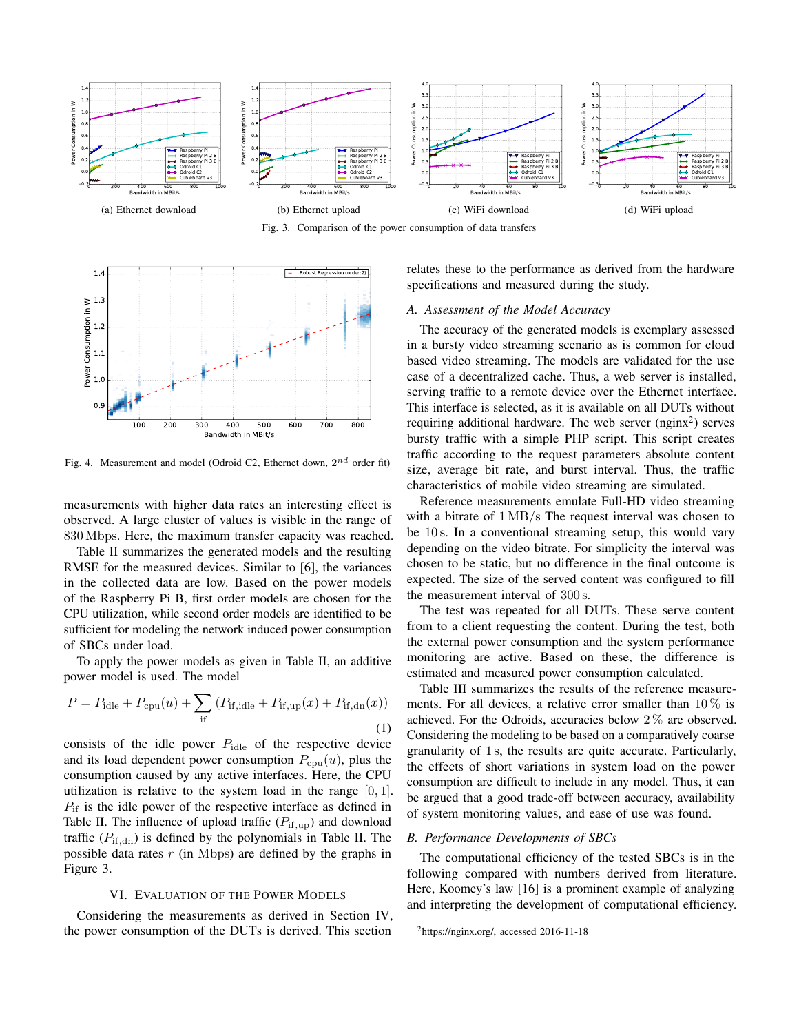(a) Ethernet download

(b) Ethernet upload

(c) WiFi download

(d) WiFi upload

Fig. 3. Comparison of the power consumption of data transfers

Fig. 4. Measurement and model (Odroid C2, Ethernet down, $2^{nd}$ order fit)

measurements with higher data rates an interesting effect is observed. A large cluster of values is visible in the range of $830\,\text{Mbps}$. Here, the maximum transfer capacity was reached.

Table II summarizes the generated models and the resulting RMSE for the measured devices. Similar to [6], the variances in the collected data are low. Based on the power models of the Raspberry Pi B, first order models are chosen for the CPU utilization, while second order models are identified to be sufficient for modeling the network induced power consumption of SBCs under load.

To apply the power models as given in Table II, an additive power model is used. The model

$$P = P_{\text{idle}} + P_{\text{cpu}}(u) + \sum_{\text{if}} \left( P_{\text{if,idle}} + P_{\text{if,up}}(x) + P_{\text{if,dn}}(x) \right) \tag{1}$$

consists of the idle power $P_{\text{idle}}$ of the respective device and its load dependent power consumption $P_{\text{cpu}}(u)$, plus the consumption caused by any active interfaces. Here, the CPU utilization is relative to the system load in the range $[0, 1]$. $P_{\text{if}}$ is the idle power of the respective interface as defined in Table II. The influence of upload traffic ($P_{\text{if,up}}$) and download traffic ($P_{\text{if,dn}}$) is defined by the polynomials in Table II. The possible data rates $r$ (in $\text{Mbps}$) are defined by the graphs in Figure 3.

## VI. Evaluation of the Power Models

Considering the measurements as derived in Section IV, the power consumption of the DUTs is derived. This section relates these to the performance as derived from the hardware specifications and measured during the study.

### A. Assessment of the Model Accuracy

The accuracy of the generated models is exemplary assessed in a bursty video streaming scenario as is common for cloud based video streaming. The models are validated for the use case of a decentralized cache. Thus, a web server is installed, serving traffic to a remote device over the Ethernet interface. This interface is selected, as it is available on all DUTs without requiring additional hardware. The web server (nginx[2]) serves bursty traffic with a simple PHP script. This script creates traffic according to the request parameters absolute content size, average bit rate, and burst interval. Thus, the traffic characteristics of mobile video streaming are simulated.

Reference measurements emulate Full-HD video streaming with a bitrate of $1\,\text{MB/s}$ The request interval was chosen to be $10\,\text{s}$. In a conventional streaming setup, this would vary depending on the video bitrate. For simplicity the interval was chosen to be static, but no difference in the final outcome is expected. The size of the served content was configured to fill the measurement interval of $300\,\text{s}$.

The test was repeated for all DUTs. These serve content from to a client requesting the content. During the test, both the external power consumption and the system performance monitoring are active. Based on these, the difference is estimated and measured power consumption calculated.

Table III summarizes the results of the reference measurements. For all devices, a relative error smaller than $10\,\%$ is achieved. For the Odroids, accuracies below $2\,\%$ are observed. Considering the modeling to be based on a comparatively coarse granularity of $1\,\text{s}$, the results are quite accurate. Particularly, the effects of short variations in system load on the power consumption are difficult to include in any model. Thus, it can be argued that a good trade-off between accuracy, availability of system monitoring values, and ease of use was found.

### B. Performance Developments of SBCs

The computational efficiency of the tested SBCs is in the following compared with numbers derived from literature. Here, Koomey's law [16] is a prominent example of analyzing and interpreting the development of computational efficiency.

[2] https://nginx.org/, accessed 2016-11-18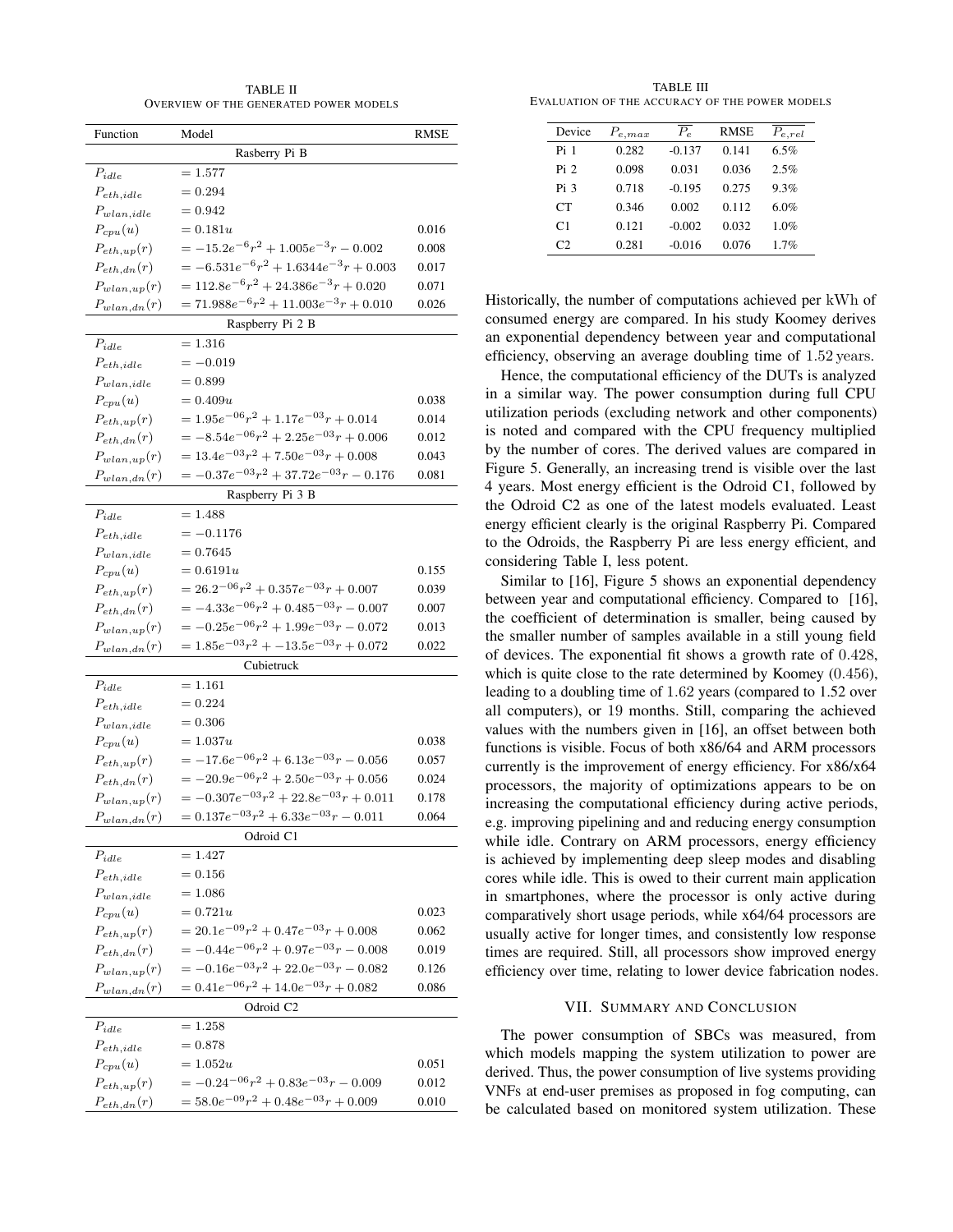TABLE II
OVERVIEW OF THE GENERATED POWER MODELS

| Function | Model | RMSE |
|---|---|---|
| | Rasberry Pi B | |
| $P_{idle}$ | $= 1.577$ | |
| $P_{eth,idle}$ | $= 0.294$ | |
| $P_{wlan,idle}$ | $= 0.942$ | |
| $P_{cpu}(u)$ | $= 0.181u$ | 0.016 |
| $P_{eth,up}(r)$ | $= -15.2e^{-6}r^2 + 1.005e^{-3}r - 0.002$ | 0.008 |
| $P_{eth,dn}(r)$ | $= -6.531e^{-6}r^2 + 1.6344e^{-3}r + 0.003$ | 0.017 |
| $P_{wlan,up}(r)$ | $= 112.8e^{-6}r^2 + 24.386e^{-3}r + 0.020$ | 0.071 |
| $P_{wlan,dn}(r)$ | $= 71.988e^{-6}r^2 + 11.003e^{-3}r + 0.010$ | 0.026 |
| | Raspberry Pi 2 B | |
| $P_{idle}$ | $= 1.316$ | |
| $P_{eth,idle}$ | $= -0.019$ | |
| $P_{wlan,idle}$ | $= 0.899$ | |
| $P_{cpu}(u)$ | $= 0.409u$ | 0.038 |
| $P_{eth,up}(r)$ | $= 1.95e^{-06}r^2 + 1.17e^{-03}r + 0.014$ | 0.014 |
| $P_{eth,dn}(r)$ | $= -8.54e^{-06}r^2 + 2.25e^{-03}r + 0.006$ | 0.012 |
| $P_{wlan,up}(r)$ | $= 13.4e^{-03}r^2 + 7.50e^{-03}r + 0.008$ | 0.043 |
| $P_{wlan,dn}(r)$ | $= -0.37e^{-03}r^2 + 37.72e^{-03}r - 0.176$ | 0.081 |
| | Raspberry Pi 3 B | |
| $P_{idle}$ | $= 1.488$ | |
| $P_{eth,idle}$ | $= -0.1176$ | |
| $P_{wlan,idle}$ | $= 0.7645$ | |
| $P_{cpu}(u)$ | $= 0.6191u$ | 0.155 |
| $P_{eth,up}(r)$ | $= 26.2^{-06}r^2 + 0.357e^{-03}r + 0.007$ | 0.039 |
| $P_{eth,dn}(r)$ | $= -4.33e^{-06}r^2 + 0.485^{-03}r - 0.007$ | 0.007 |
| $P_{wlan,up}(r)$ | $= -0.25e^{-06}r^2 + 1.99e^{-03}r - 0.072$ | 0.013 |
| $P_{wlan,dn}(r)$ | $= 1.85e^{-03}r^2 + -13.5e^{-03}r + 0.072$ | 0.022 |
| | Cubietruck | |
| $P_{idle}$ | $= 1.161$ | |
| $P_{eth,idle}$ | $= 0.224$ | |
| $P_{wlan,idle}$ | $= 0.306$ | |
| $P_{cpu}(u)$ | $= 1.037u$ | 0.038 |
| $P_{eth,up}(r)$ | $= -17.6e^{-06}r^2 + 6.13e^{-03}r - 0.056$ | 0.057 |
| $P_{eth,dn}(r)$ | $= -20.9e^{-06}r^2 + 2.50e^{-03}r + 0.056$ | 0.024 |
| $P_{wlan,up}(r)$ | $= -0.307e^{-03}r^2 + 22.8e^{-03}r + 0.011$ | 0.178 |
| $P_{wlan,dn}(r)$ | $= 0.137e^{-03}r^2 + 6.33e^{-03}r - 0.011$ | 0.064 |
| | Odroid C1 | |
| $P_{idle}$ | $= 1.427$ | |
| $P_{eth,idle}$ | $= 0.156$ | |
| $P_{wlan,idle}$ | $= 1.086$ | |
| $P_{cpu}(u)$ | $= 0.721u$ | 0.023 |
| $P_{eth,up}(r)$ | $= 20.1e^{-09}r^2 + 0.47e^{-03}r + 0.008$ | 0.062 |
| $P_{eth,dn}(r)$ | $= -0.44e^{-06}r^2 + 0.97e^{-03}r - 0.008$ | 0.019 |
| $P_{wlan,up}(r)$ | $= -0.16e^{-03}r^2 + 22.0e^{-03}r - 0.082$ | 0.126 |
| $P_{wlan,dn}(r)$ | $= 0.41e^{-06}r^2 + 14.0e^{-03}r + 0.082$ | 0.086 |
| | Odroid C2 | |
| $P_{idle}$ | $= 1.258$ | |
| $P_{eth,idle}$ | $= 0.878$ | |
| $P_{cpu}(u)$ | $= 1.052u$ | 0.051 |
| $P_{eth,up}(r)$ | $= -0.24^{-06}r^2 + 0.83e^{-03}r - 0.009$ | 0.012 |
| $P_{eth,dn}(r)$ | $= 58.0e^{-09}r^2 + 0.48e^{-03}r + 0.009$ | 0.010 |

TABLE III
EVALUATION OF THE ACCURACY OF THE POWER MODELS

| Device | $P_{e,max}$ | $\overline{P_e}$ | RMSE | $\overline{P_{e,rel}}$ |
|---|---|---|---|---|
| Pi 1 | 0.282 | -0.137 | 0.141 | 6.5% |
| Pi 2 | 0.098 | 0.031 | 0.036 | 2.5% |
| Pi 3 | 0.718 | -0.195 | 0.275 | 9.3% |
| CT | 0.346 | 0.002 | 0.112 | 6.0% |
| C1 | 0.121 | -0.002 | 0.032 | 1.0% |
| C2 | 0.281 | -0.016 | 0.076 | 1.7% |

Historically, the number of computations achieved per kWh of consumed energy are compared. In his study Koomey derives an exponential dependency between year and computational efficiency, observing an average doubling time of 1.52 years.

Hence, the computational efficiency of the DUTs is analyzed in a similar way. The power consumption during full CPU utilization periods (excluding network and other components) is noted and compared with the CPU frequency multiplied by the number of cores. The derived values are compared in Figure 5. Generally, an increasing trend is visible over the last 4 years. Most energy efficient is the Odroid C1, followed by the Odroid C2 as one of the latest models evaluated. Least energy efficient clearly is the original Raspberry Pi. Compared to the Odroids, the Raspberry Pi are less energy efficient, and considering Table I, less potent.

Similar to [16], Figure 5 shows an exponential dependency between year and computational efficiency. Compared to [16], the coefficient of determination is smaller, being caused by the smaller number of samples available in a still young field of devices. The exponential fit shows a growth rate of 0.428, which is quite close to the rate determined by Koomey (0.456), leading to a doubling time of 1.62 years (compared to 1.52 over all computers), or 19 months. Still, comparing the achieved values with the numbers given in [16], an offset between both functions is visible. Focus of both x86/64 and ARM processors currently is the improvement of energy efficiency. For x86/x64 processors, the majority of optimizations appears to be on increasing the computational efficiency during active periods, e.g. improving pipelining and and reducing energy consumption while idle. Contrary on ARM processors, energy efficiency is achieved by implementing deep sleep modes and disabling cores while idle. This is owed to their current main application in smartphones, where the processor is only active during comparatively short usage periods, while x64/64 processors are usually active for longer times, and consistently low response times are required. Still, all processors show improved energy efficiency over time, relating to lower device fabrication nodes.

## VII. SUMMARY AND CONCLUSION

The power consumption of SBCs was measured, from which models mapping the system utilization to power are derived. Thus, the power consumption of live systems providing VNFs at end-user premises as proposed in fog computing, can be calculated based on monitored system utilization. These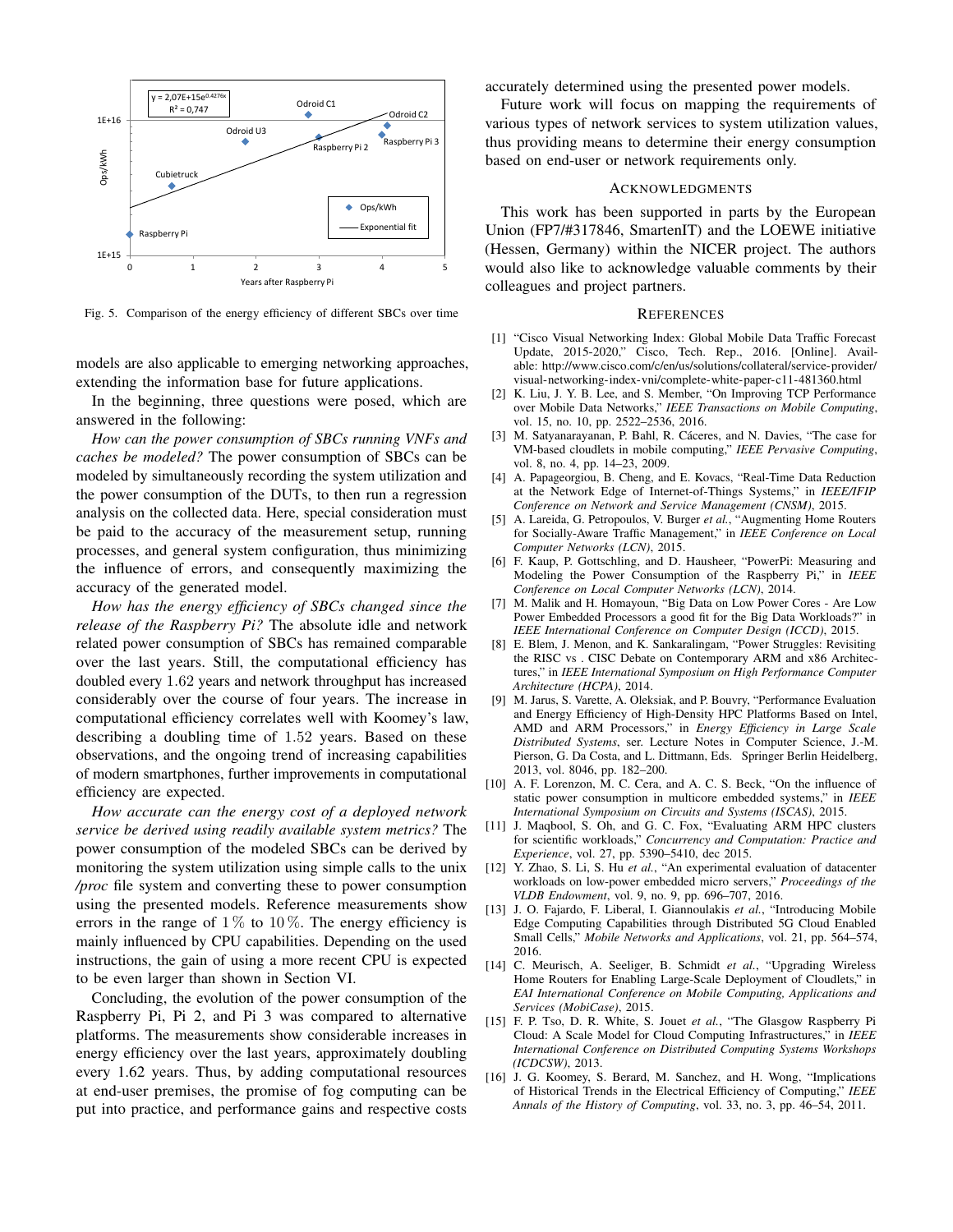y = 2,07E+15e^0.4276x
R² = 0,747

1E+16

1E+15

Ops/kWh

Odroid C1

Odroid C2

Odroid U3

Raspberry Pi 2

Raspberry Pi 3

Cubietruck

Raspberry Pi

Ops/kWh

Exponential fit

0 1 2 3 4 5

Years after Raspberry Pi

Fig. 5. Comparison of the energy efficiency of different SBCs over time

models are also applicable to emerging networking approaches, extending the information base for future applications.

In the beginning, three questions were posed, which are answered in the following:

*How can the power consumption of SBCs running VNFs and caches be modeled?* The power consumption of SBCs can be modeled by simultaneously recording the system utilization and the power consumption of the DUTs, to then run a regression analysis on the collected data. Here, special consideration must be paid to the accuracy of the measurement setup, running processes, and general system configuration, thus minimizing the influence of errors, and consequently maximizing the accuracy of the generated model.

*How has the energy efficiency of SBCs changed since the release of the Raspberry Pi?* The absolute idle and network related power consumption of SBCs has remained comparable over the last years. Still, the computational efficiency has doubled every 1.62 years and network throughput has increased considerably over the course of four years. The increase in computational efficiency correlates well with Koomey's law, describing a doubling time of 1.52 years. Based on these observations, and the ongoing trend of increasing capabilities of modern smartphones, further improvements in computational efficiency are expected.

*How accurate can the energy cost of a deployed network service be derived using readily available system metrics?* The power consumption of the modeled SBCs can be derived by monitoring the system utilization using simple calls to the unix */proc* file system and converting these to power consumption using the presented models. Reference measurements show errors in the range of $1\,\%$ to $10\,\%$. The energy efficiency is mainly influenced by CPU capabilities. Depending on the used instructions, the gain of using a more recent CPU is expected to be even larger than shown in Section VI.

Concluding, the evolution of the power consumption of the Raspberry Pi, Pi 2, and Pi 3 was compared to alternative platforms. The measurements show considerable increases in energy efficiency over the last years, approximately doubling every 1.62 years. Thus, by adding computational resources at end-user premises, the promise of fog computing can be put into practice, and performance gains and respective costs accurately determined using the presented power models.

Future work will focus on mapping the requirements of various types of network services to system utilization values, thus providing means to determine their energy consumption based on end-user or network requirements only.

## ACKNOWLEDGMENTS

This work has been supported in parts by the European Union (FP7/#317846, SmartenIT) and the LOEWE initiative (Hessen, Germany) within the NICER project. The authors would also like to acknowledge valuable comments by their colleagues and project partners.

## REFERENCES

[1] "Cisco Visual Networking Index: Global Mobile Data Traffic Forecast Update, 2015-2020," Cisco, Tech. Rep., 2016. [Online]. Available: http://www.cisco.com/c/en/us/solutions/collateral/service-provider/visual-networking-index-vni/complete-white-paper-c11-481360.html

[2] K. Liu, J. Y. B. Lee, and S. Member, "On Improving TCP Performance over Mobile Data Networks," *IEEE Transactions on Mobile Computing*, vol. 15, no. 10, pp. 2522–2536, 2016.

[3] M. Satyanarayanan, P. Bahl, R. Cáceres, and N. Davies, "The case for VM-based cloudlets in mobile computing," *IEEE Pervasive Computing*, vol. 8, no. 4, pp. 14–23, 2009.

[4] A. Papageorgiou, B. Cheng, and E. Kovacs, "Real-Time Data Reduction at the Network Edge of Internet-of-Things Systems," in *IEEE/IFIP Conference on Network and Service Management (CNSM)*, 2015.

[5] A. Lareida, G. Petropoulos, V. Burger *et al.*, "Augmenting Home Routers for Socially-Aware Traffic Management," in *IEEE Conference on Local Computer Networks (LCN)*, 2015.

[6] F. Kaup, P. Gottschling, and D. Hausheer, "PowerPi: Measuring and Modeling the Power Consumption of the Raspberry Pi," in *IEEE Conference on Local Computer Networks (LCN)*, 2014.

[7] M. Malik and H. Homayoun, "Big Data on Low Power Cores - Are Low Power Embedded Processors a good fit for the Big Data Workloads?" in *IEEE International Conference on Computer Design (ICCD)*, 2015.

[8] E. Blem, J. Menon, and K. Sankaralingam, "Power Struggles: Revisiting the RISC vs . CISC Debate on Contemporary ARM and x86 Architectures," in *IEEE International Symposium on High Performance Computer Architecture (HCPA)*, 2014.

[9] M. Jarus, S. Varette, A. Oleksiak, and P. Bouvry, "Performance Evaluation and Energy Efficiency of High-Density HPC Platforms Based on Intel, AMD and ARM Processors," in *Energy Efficiency in Large Scale Distributed Systems*, ser. Lecture Notes in Computer Science, J.-M. Pierson, G. Da Costa, and L. Dittmann, Eds. Springer Berlin Heidelberg, 2013, vol. 8046, pp. 182–200.

[10] A. F. Lorenzon, M. C. Cera, and A. C. S. Beck, "On the influence of static power consumption in multicore embedded systems," in *IEEE International Symposium on Circuits and Systems (ISCAS)*, 2015.

[11] J. Maqbool, S. Oh, and G. C. Fox, "Evaluating ARM HPC clusters for scientific workloads," *Concurrency and Computation: Practice and Experience*, vol. 27, pp. 5390–5410, dec 2015.

[12] Y. Zhao, S. Li, S. Hu *et al.*, "An experimental evaluation of datacenter workloads on low-power embedded micro servers," *Proceedings of the VLDB Endowment*, vol. 9, no. 9, pp. 696–707, 2016.

[13] J. O. Fajardo, F. Liberal, I. Giannoulakis *et al.*, "Introducing Mobile Edge Computing Capabilities through Distributed 5G Cloud Enabled Small Cells," *Mobile Networks and Applications*, vol. 21, pp. 564–574, 2016.

[14] C. Meurisch, A. Seeliger, B. Schmidt *et al.*, "Upgrading Wireless Home Routers for Enabling Large-Scale Deployment of Cloudlets," in *EAI International Conference on Mobile Computing, Applications and Services (MobiCase)*, 2015.

[15] F. P. Tso, D. R. White, S. Jouet *et al.*, "The Glasgow Raspberry Pi Cloud: A Scale Model for Cloud Computing Infrastructures," in *IEEE International Conference on Distributed Computing Systems Workshops (ICDCSW)*, 2013.

[16] J. G. Koomey, S. Berard, M. Sanchez, and H. Wong, "Implications of Historical Trends in the Electrical Efficiency of Computing," *IEEE Annals of the History of Computing*, vol. 33, no. 3, pp. 46–54, 2011.